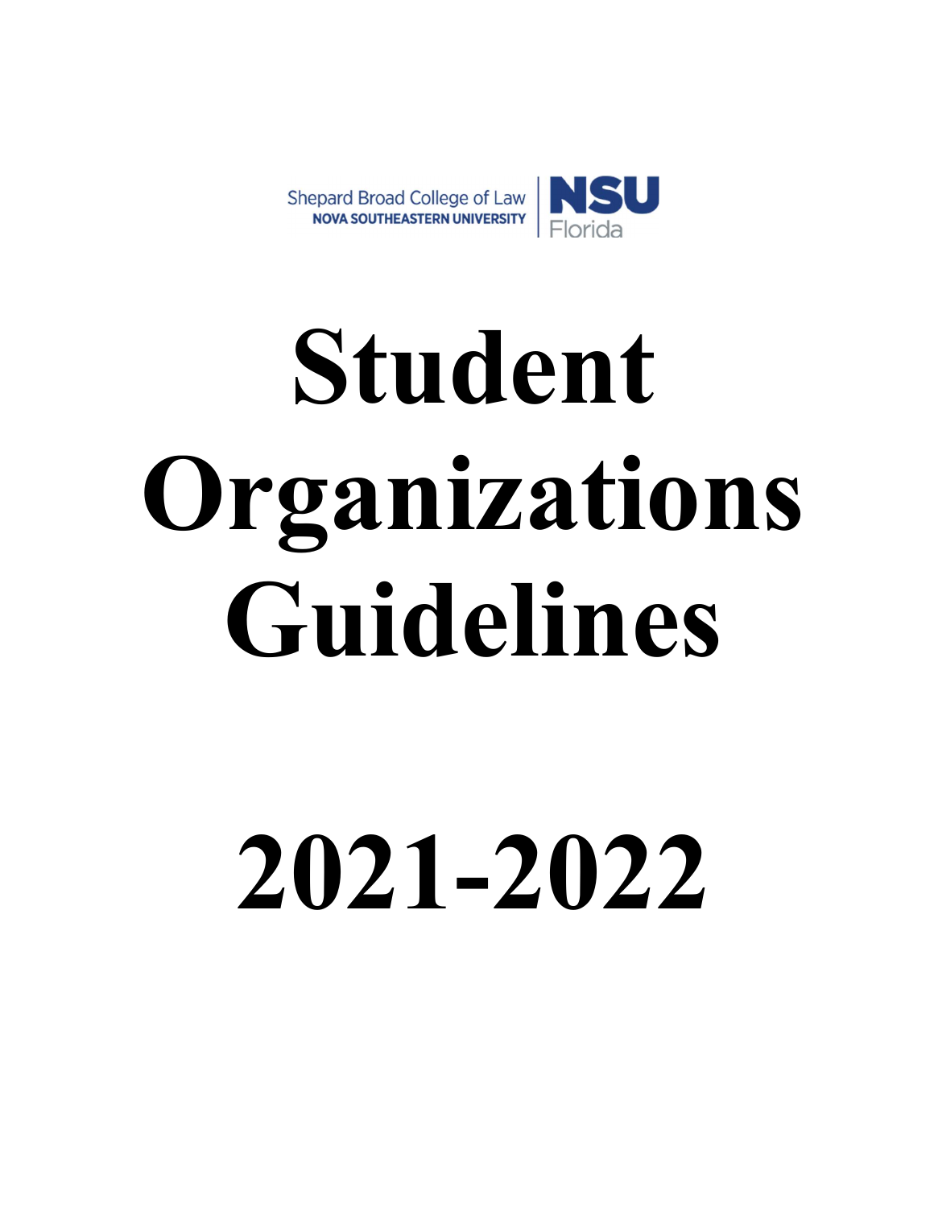Shepard Broad College of Law
NOVA SOUTHEASTERN UNIVERSITY

NSU Florida

# Student Organizations Guidelines

# 2021-2022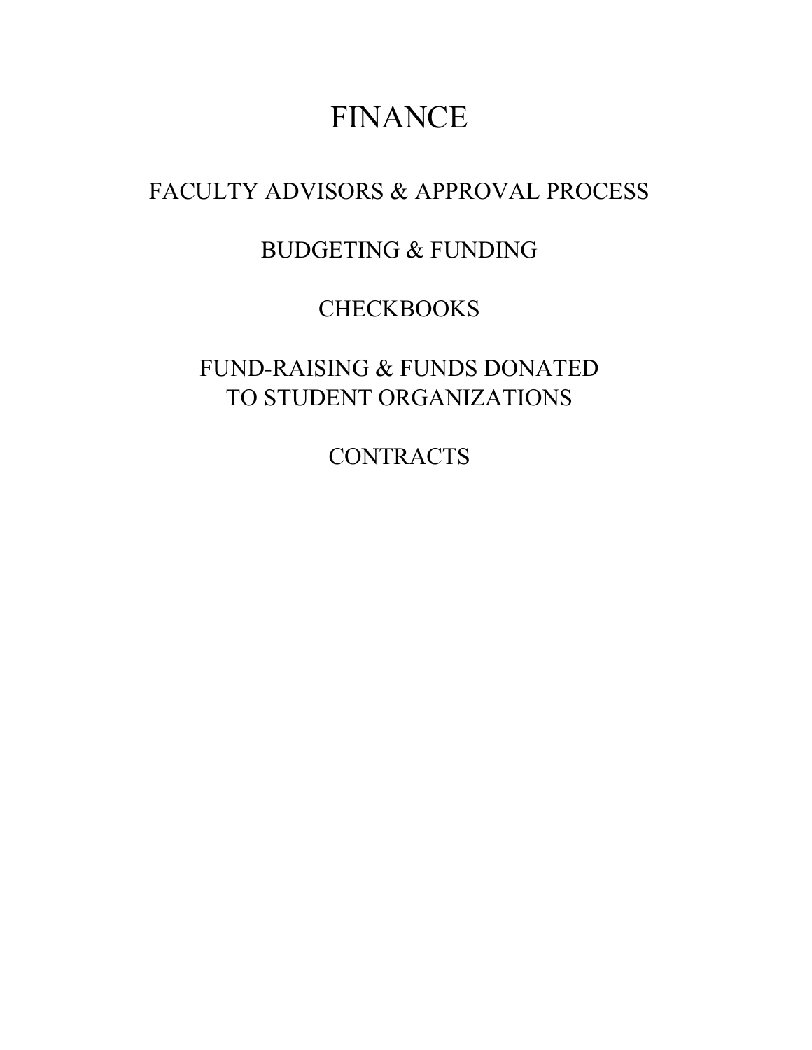# FINANCE

## FACULTY ADVISORS & APPROVAL PROCESS

## BUDGETING & FUNDING

## CHECKBOOKS

## FUND-RAISING & FUNDS DONATED TO STUDENT ORGANIZATIONS

## CONTRACTS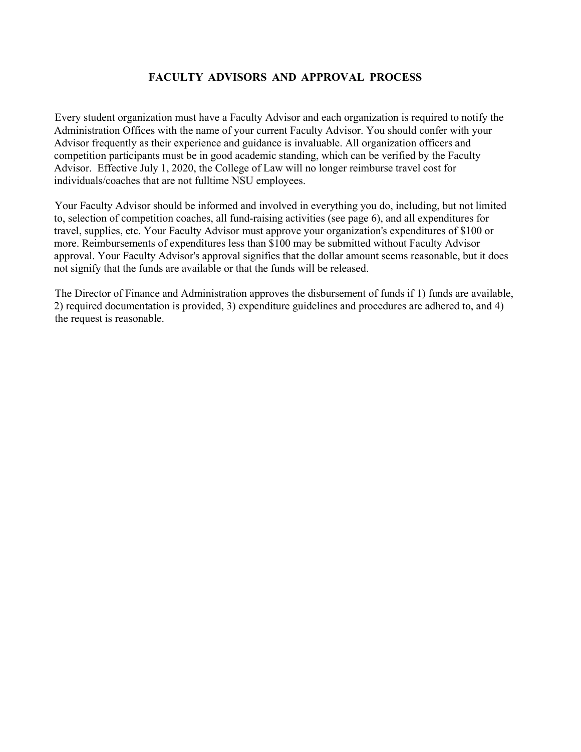## FACULTY ADVISORS AND APPROVAL PROCESS

Every student organization must have a Faculty Advisor and each organization is required to notify the Administration Offices with the name of your current Faculty Advisor. You should confer with your Advisor frequently as their experience and guidance is invaluable. All organization officers and competition participants must be in good academic standing, which can be verified by the Faculty Advisor. Effective July 1, 2020, the College of Law will no longer reimburse travel cost for individuals/coaches that are not fulltime NSU employees.

Your Faculty Advisor should be informed and involved in everything you do, including, but not limited to, selection of competition coaches, all fund-raising activities (see page 6), and all expenditures for travel, supplies, etc. Your Faculty Advisor must approve your organization's expenditures of $100 or more. Reimbursements of expenditures less than $100 may be submitted without Faculty Advisor approval. Your Faculty Advisor's approval signifies that the dollar amount seems reasonable, but it does not signify that the funds are available or that the funds will be released.

The Director of Finance and Administration approves the disbursement of funds if 1) funds are available, 2) required documentation is provided, 3) expenditure guidelines and procedures are adhered to, and 4) the request is reasonable.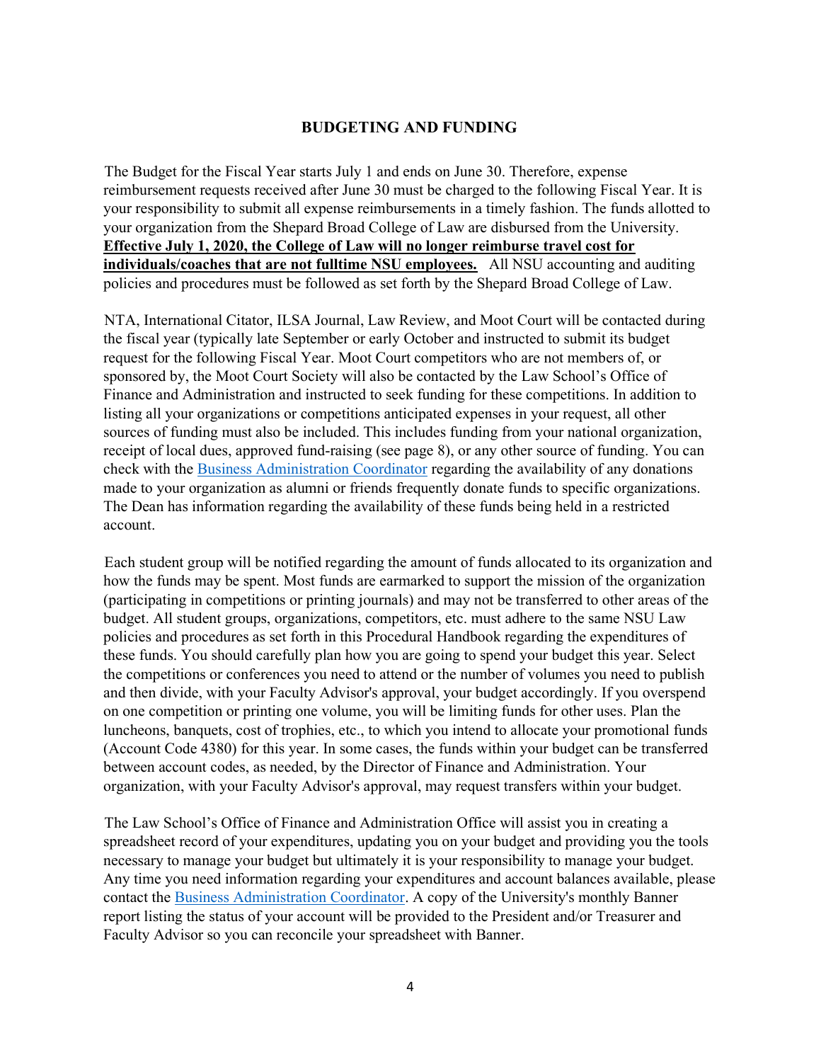## BUDGETING AND FUNDING

The Budget for the Fiscal Year starts July 1 and ends on June 30. Therefore, expense reimbursement requests received after June 30 must be charged to the following Fiscal Year. It is your responsibility to submit all expense reimbursements in a timely fashion. The funds allotted to your organization from the Shepard Broad College of Law are disbursed from the University. **Effective July 1, 2020, the College of Law will no longer reimburse travel cost for individuals/coaches that are not fulltime NSU employees.** All NSU accounting and auditing policies and procedures must be followed as set forth by the Shepard Broad College of Law.

NTA, International Citator, ILSA Journal, Law Review, and Moot Court will be contacted during the fiscal year (typically late September or early October and instructed to submit its budget request for the following Fiscal Year. Moot Court competitors who are not members of, or sponsored by, the Moot Court Society will also be contacted by the Law School's Office of Finance and Administration and instructed to seek funding for these competitions. In addition to listing all your organizations or competitions anticipated expenses in your request, all other sources of funding must also be included. This includes funding from your national organization, receipt of local dues, approved fund-raising (see page 8), or any other source of funding. You can check with the [Business Administration Coordinator]() regarding the availability of any donations made to your organization as alumni or friends frequently donate funds to specific organizations. The Dean has information regarding the availability of these funds being held in a restricted account.

Each student group will be notified regarding the amount of funds allocated to its organization and how the funds may be spent. Most funds are earmarked to support the mission of the organization (participating in competitions or printing journals) and may not be transferred to other areas of the budget. All student groups, organizations, competitors, etc. must adhere to the same NSU Law policies and procedures as set forth in this Procedural Handbook regarding the expenditures of these funds. You should carefully plan how you are going to spend your budget this year. Select the competitions or conferences you need to attend or the number of volumes you need to publish and then divide, with your Faculty Advisor's approval, your budget accordingly. If you overspend on one competition or printing one volume, you will be limiting funds for other uses. Plan the luncheons, banquets, cost of trophies, etc., to which you intend to allocate your promotional funds (Account Code 4380) for this year. In some cases, the funds within your budget can be transferred between account codes, as needed, by the Director of Finance and Administration. Your organization, with your Faculty Advisor's approval, may request transfers within your budget.

The Law School's Office of Finance and Administration Office will assist you in creating a spreadsheet record of your expenditures, updating you on your budget and providing you the tools necessary to manage your budget but ultimately it is your responsibility to manage your budget. Any time you need information regarding your expenditures and account balances available, please contact the [Business Administration Coordinator](). A copy of the University's monthly Banner report listing the status of your account will be provided to the President and/or Treasurer and Faculty Advisor so you can reconcile your spreadsheet with Banner.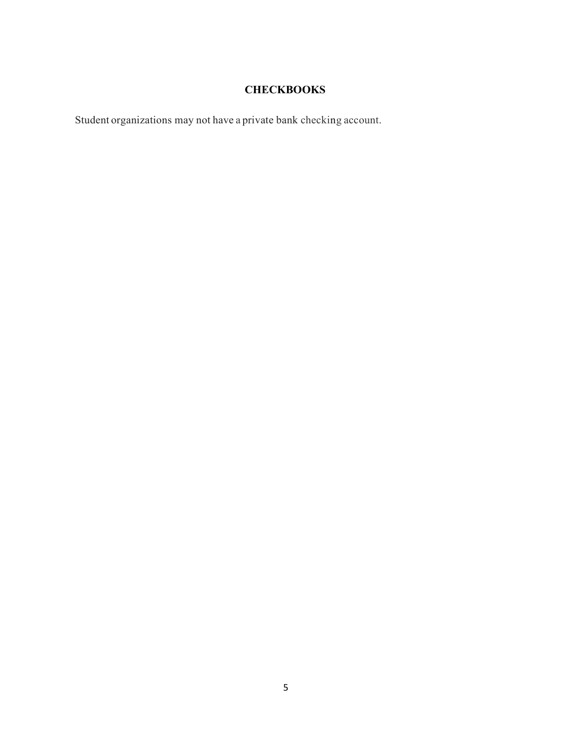## CHECKBOOKS

Student organizations may not have a private bank checking account.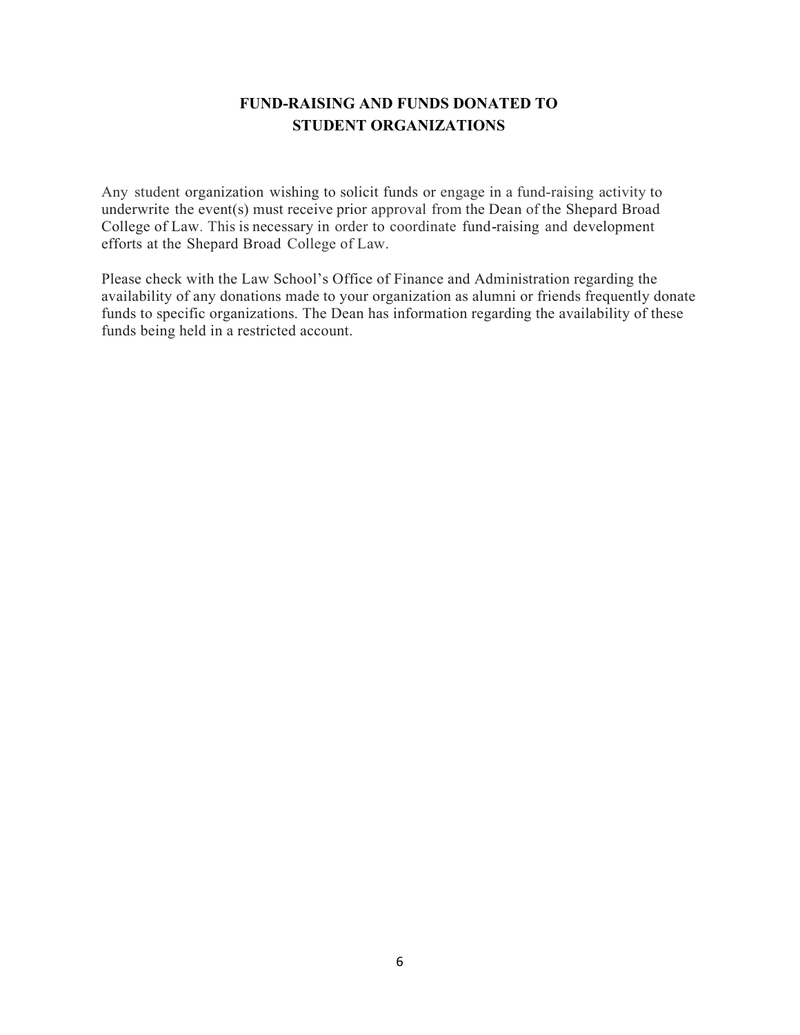## FUND-RAISING AND FUNDS DONATED TO STUDENT ORGANIZATIONS

Any student organization wishing to solicit funds or engage in a fund-raising activity to underwrite the event(s) must receive prior approval from the Dean of the Shepard Broad College of Law. This is necessary in order to coordinate fund-raising and development efforts at the Shepard Broad College of Law.

Please check with the Law School's Office of Finance and Administration regarding the availability of any donations made to your organization as alumni or friends frequently donate funds to specific organizations. The Dean has information regarding the availability of these funds being held in a restricted account.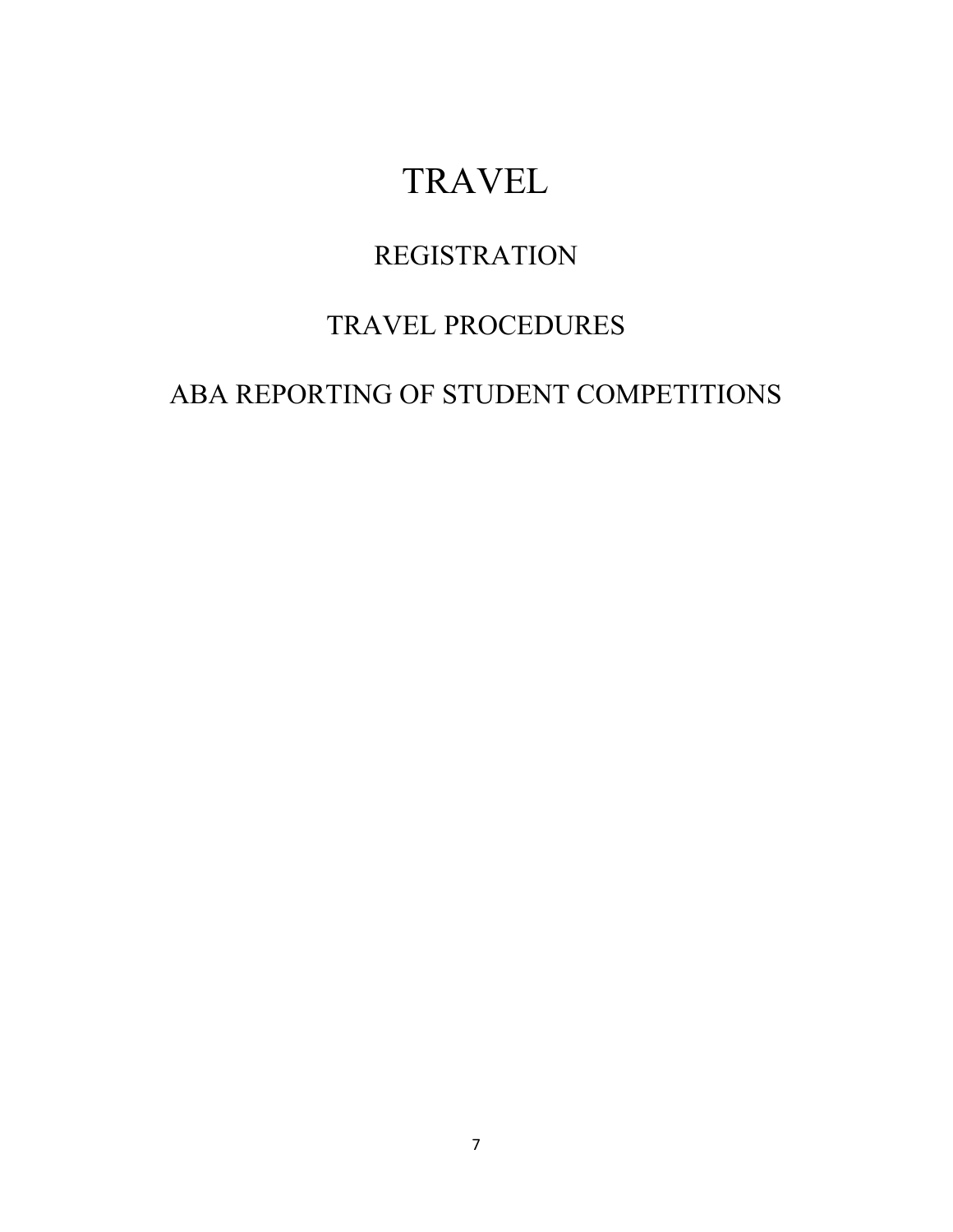# TRAVEL

## REGISTRATION

## TRAVEL PROCEDURES

## ABA REPORTING OF STUDENT COMPETITIONS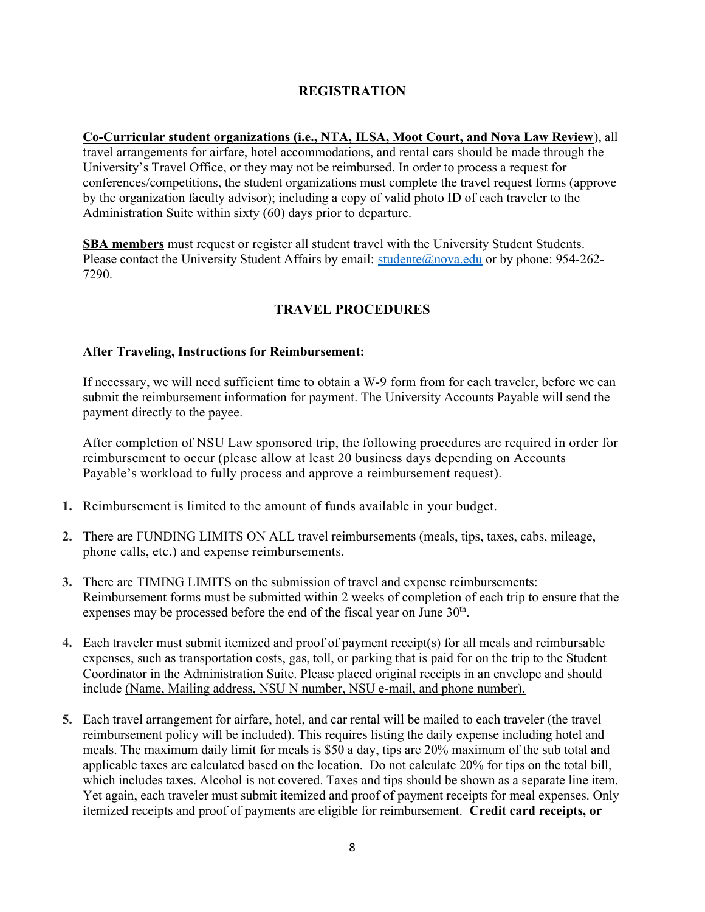## REGISTRATION

**<u>Co-Curricular student organizations (i.e., NTA, ILSA, Moot Court, and Nova Law Review</u>**), all travel arrangements for airfare, hotel accommodations, and rental cars should be made through the University's Travel Office, or they may not be reimbursed. In order to process a request for conferences/competitions, the student organizations must complete the travel request forms (approve by the organization faculty advisor); including a copy of valid photo ID of each traveler to the Administration Suite within sixty (60) days prior to departure.

**<u>SBA members</u>** must request or register all student travel with the University Student Students. Please contact the University Student Affairs by email: studente@nova.edu or by phone: 954-262-7290.

## TRAVEL PROCEDURES

**After Traveling, Instructions for Reimbursement:**

If necessary, we will need sufficient time to obtain a W-9 form from for each traveler, before we can submit the reimbursement information for payment. The University Accounts Payable will send the payment directly to the payee.

After completion of NSU Law sponsored trip, the following procedures are required in order for reimbursement to occur (please allow at least 20 business days depending on Accounts Payable's workload to fully process and approve a reimbursement request).

1. Reimbursement is limited to the amount of funds available in your budget.
2. There are FUNDING LIMITS ON ALL travel reimbursements (meals, tips, taxes, cabs, mileage, phone calls, etc.) and expense reimbursements.
3. There are TIMING LIMITS on the submission of travel and expense reimbursements: Reimbursement forms must be submitted within 2 weeks of completion of each trip to ensure that the expenses may be processed before the end of the fiscal year on June 30th.
4. Each traveler must submit itemized and proof of payment receipt(s) for all meals and reimbursable expenses, such as transportation costs, gas, toll, or parking that is paid for on the trip to the Student Coordinator in the Administration Suite. Please placed original receipts in an envelope and should include <u>(Name, Mailing address, NSU N number, NSU e-mail, and phone number).</u>
5. Each travel arrangement for airfare, hotel, and car rental will be mailed to each traveler (the travel reimbursement policy will be included). This requires listing the daily expense including hotel and meals. The maximum daily limit for meals is $50 a day, tips are 20% maximum of the sub total and applicable taxes are calculated based on the location. Do not calculate 20% for tips on the total bill, which includes taxes. Alcohol is not covered. Taxes and tips should be shown as a separate line item. Yet again, each traveler must submit itemized and proof of payment receipts for meal expenses. Only itemized receipts and proof of payments are eligible for reimbursement. **Credit card receipts, or**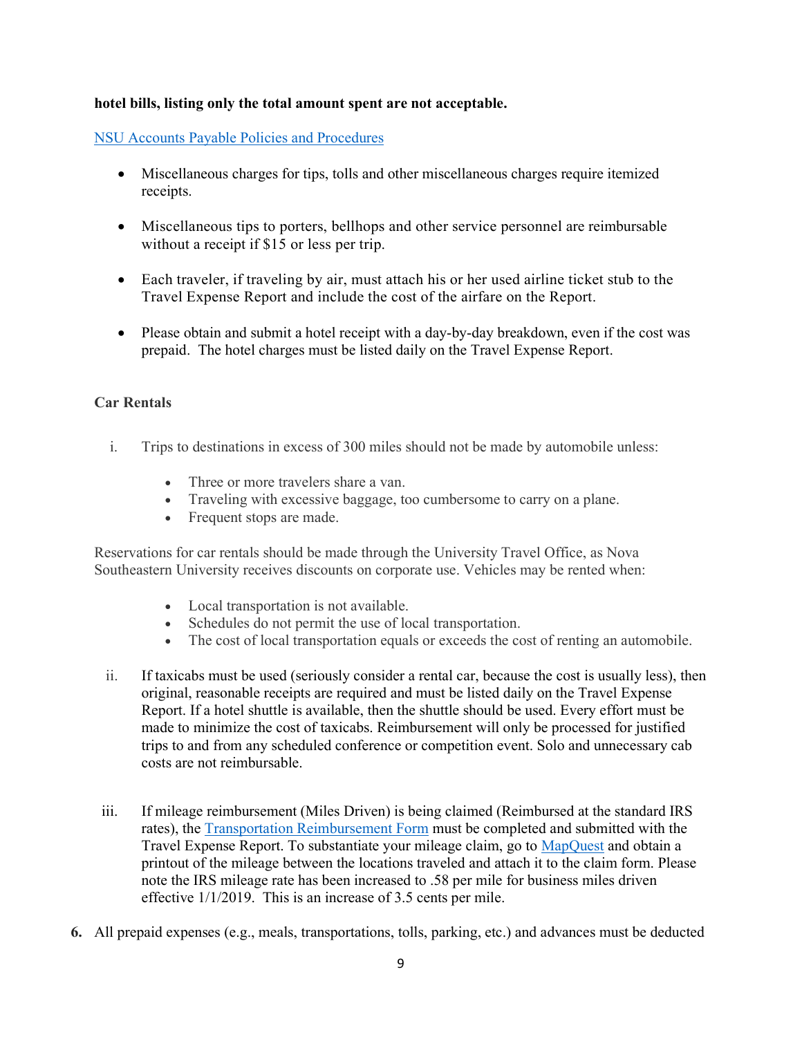**hotel bills, listing only the total amount spent are not acceptable.**

[NSU Accounts Payable Policies and Procedures](#)

- Miscellaneous charges for tips, tolls and other miscellaneous charges require itemized receipts.

- Miscellaneous tips to porters, bellhops and other service personnel are reimbursable without a receipt if $15 or less per trip.

- Each traveler, if traveling by air, must attach his or her used airline ticket stub to the Travel Expense Report and include the cost of the airfare on the Report.

- Please obtain and submit a hotel receipt with a day-by-day breakdown, even if the cost was prepaid. The hotel charges must be listed daily on the Travel Expense Report.

**Car Rentals**

i. Trips to destinations in excess of 300 miles should not be made by automobile unless:

   - Three or more travelers share a van.
   - Traveling with excessive baggage, too cumbersome to carry on a plane.
   - Frequent stops are made.

Reservations for car rentals should be made through the University Travel Office, as Nova Southeastern University receives discounts on corporate use. Vehicles may be rented when:

   - Local transportation is not available.
   - Schedules do not permit the use of local transportation.
   - The cost of local transportation equals or exceeds the cost of renting an automobile.

ii. If taxicabs must be used (seriously consider a rental car, because the cost is usually less), then original, reasonable receipts are required and must be listed daily on the Travel Expense Report. If a hotel shuttle is available, then the shuttle should be used. Every effort must be made to minimize the cost of taxicabs. Reimbursement will only be processed for justified trips to and from any scheduled conference or competition event. Solo and unnecessary cab costs are not reimbursable.

iii. If mileage reimbursement (Miles Driven) is being claimed (Reimbursed at the standard IRS rates), the [Transportation Reimbursement Form](#) must be completed and submitted with the Travel Expense Report. To substantiate your mileage claim, go to [MapQuest](#) and obtain a printout of the mileage between the locations traveled and attach it to the claim form. Please note the IRS mileage rate has been increased to .58 per mile for business miles driven effective 1/1/2019. This is an increase of 3.5 cents per mile.

**6.** All prepaid expenses (e.g., meals, transportations, tolls, parking, etc.) and advances must be deducted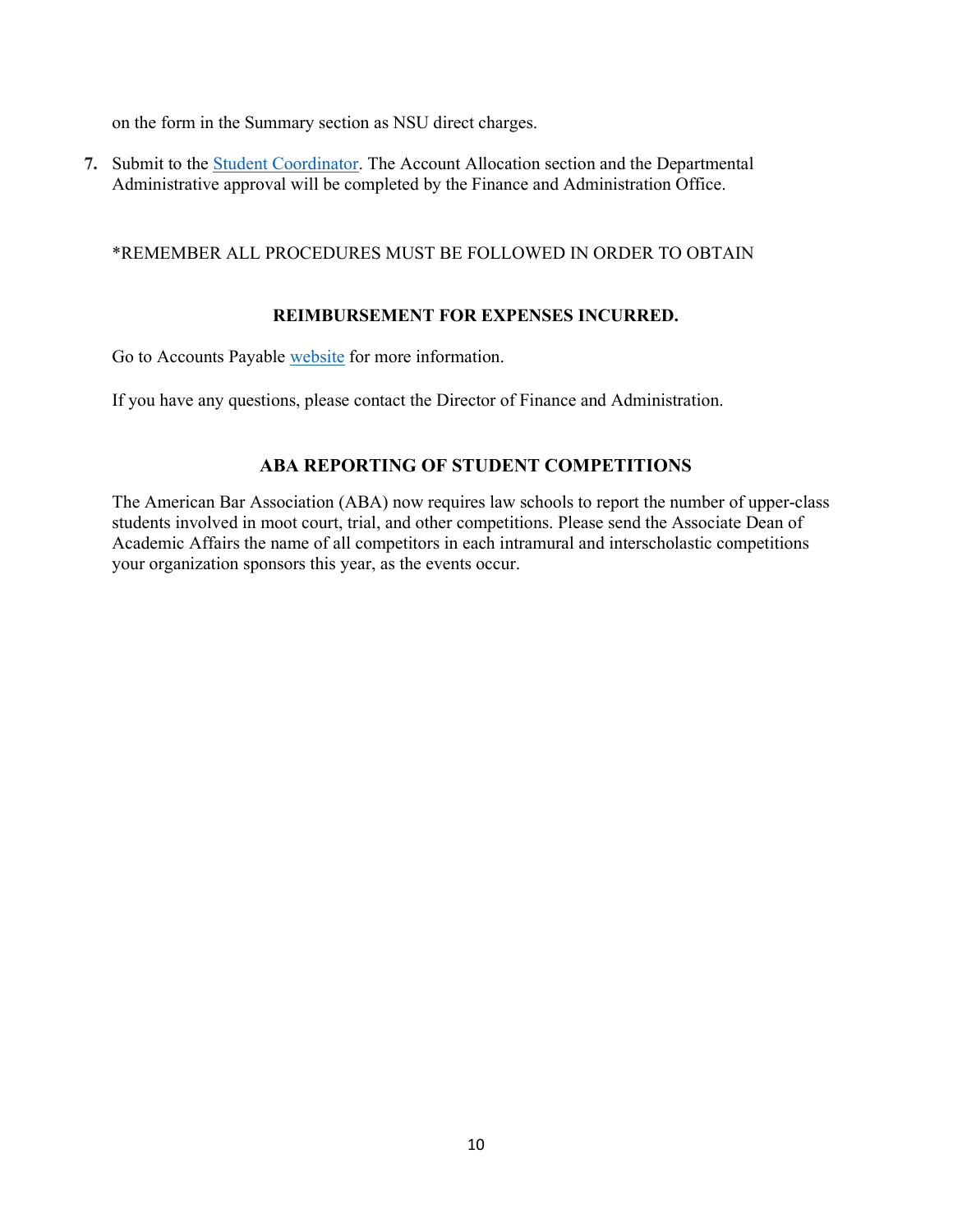on the form in the Summary section as NSU direct charges.

7. Submit to the Student Coordinator. The Account Allocation section and the Departmental Administrative approval will be completed by the Finance and Administration Office.

*REMEMBER ALL PROCEDURES MUST BE FOLLOWED IN ORDER TO OBTAIN

**REIMBURSEMENT FOR EXPENSES INCURRED.**

Go to Accounts Payable website for more information.

If you have any questions, please contact the Director of Finance and Administration.

## ABA REPORTING OF STUDENT COMPETITIONS

The American Bar Association (ABA) now requires law schools to report the number of upper-class students involved in moot court, trial, and other competitions. Please send the Associate Dean of Academic Affairs the name of all competitors in each intramural and interscholastic competitions your organization sponsors this year, as the events occur.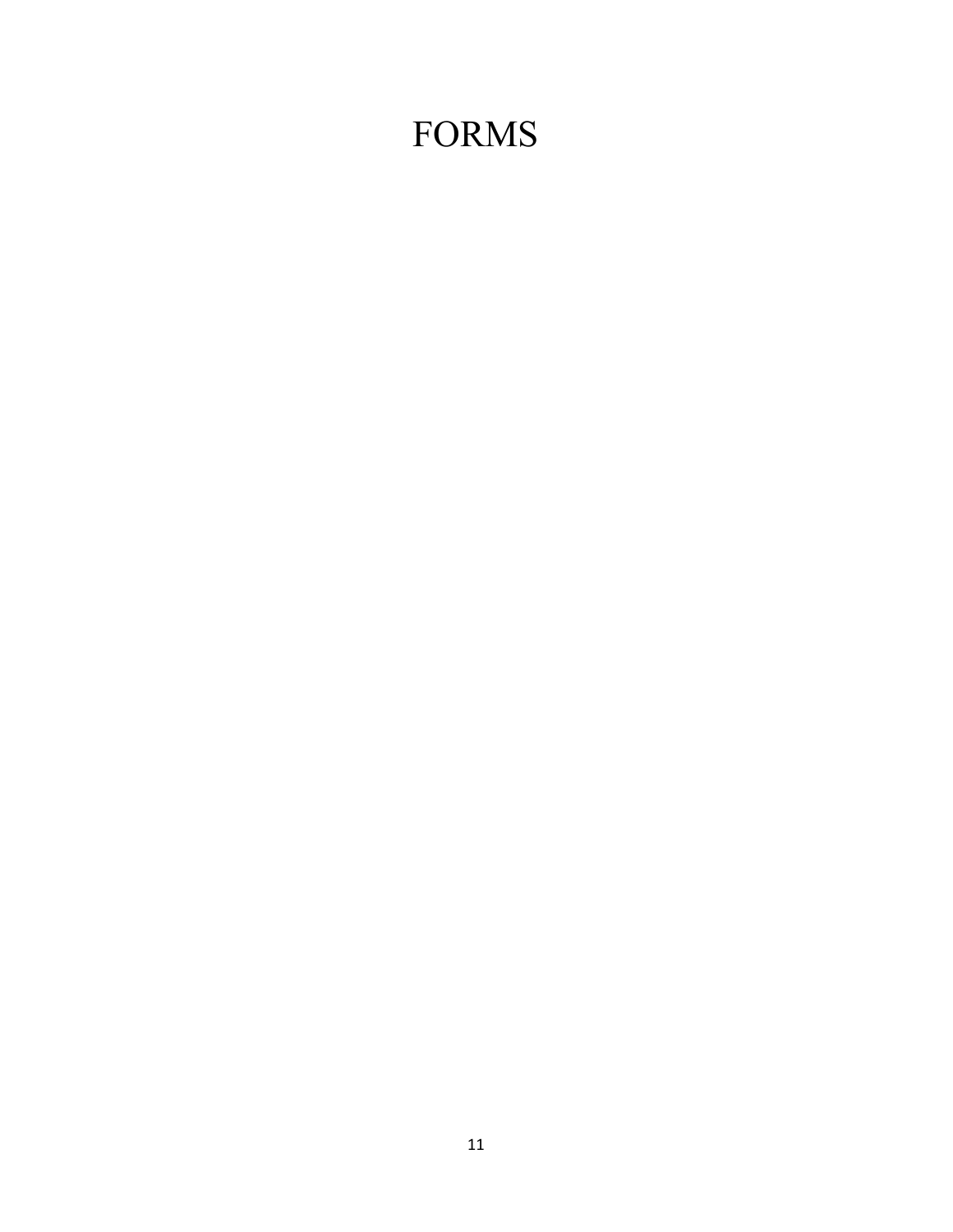# FORMS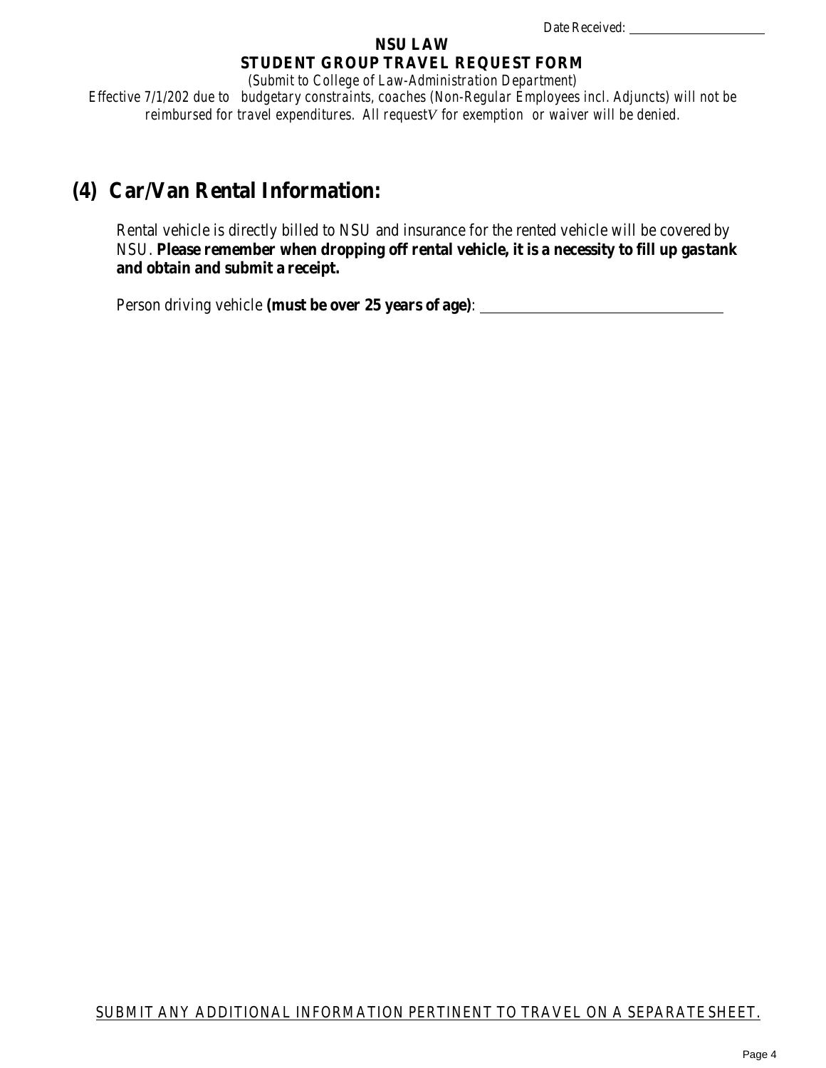Date Received: ____________________

**NSU LAW**
**STUDENT GROUP TRAVEL REQUEST FORM**
*(Submit to College of Law-Administration Department)*
*Effective 7/1/202 due to budgetary constraints, coaches (Non-Regular Employees incl. Adjuncts) will not be reimbursed for travel expenditures. All requestV for exemption or waiver will be denied.*

## (4) Car/Van Rental Information:

Rental vehicle is directly billed to NSU and insurance for the rented vehicle will be covered by NSU. **Please remember when dropping off rental vehicle, it is a necessity to fill up gas tank and obtain and submit a receipt.**

Person driving vehicle **(must be over 25 years of age)**: ________________________________

SUBMIT ANY ADDITIONAL INFORMATION PERTINENT TO TRAVEL ON A SEPARATE SHEET.